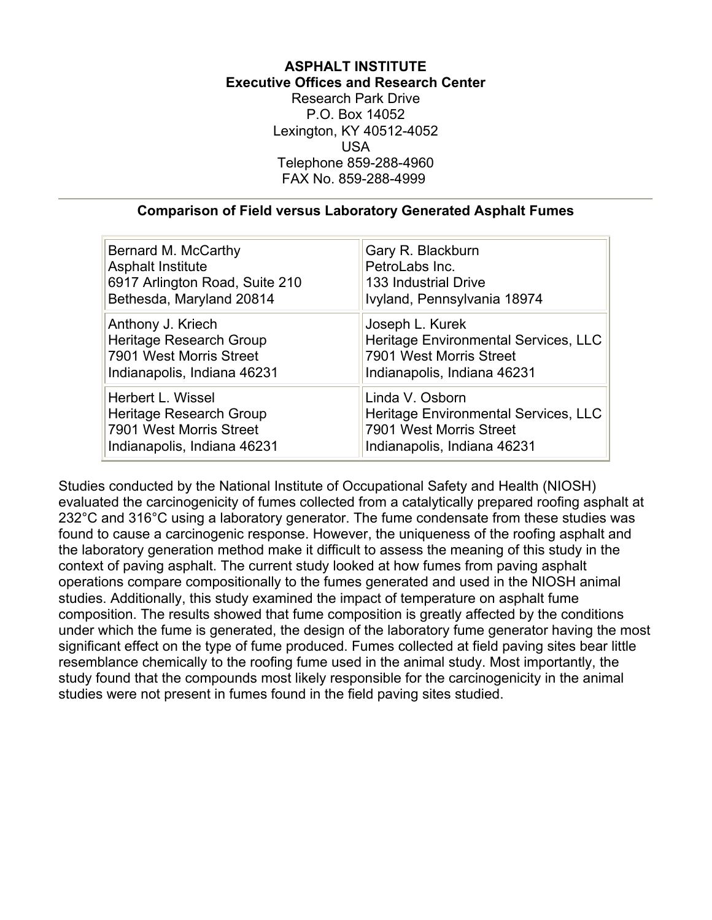**ASPHALT INSTITUTE**
**Executive Offices and Research Center**
Research Park Drive
P.O. Box 14052
Lexington, KY 40512-4052
USA
Telephone 859-288-4960
FAX No. 859-288-4999

---

## Comparison of Field versus Laboratory Generated Asphalt Fumes

| | |
|---|---|
| Bernard M. McCarthy<br>Asphalt Institute<br>6917 Arlington Road, Suite 210<br>Bethesda, Maryland 20814 | Gary R. Blackburn<br>PetroLabs Inc.<br>133 Industrial Drive<br>Ivyland, Pennsylvania 18974 |
| Anthony J. Kriech<br>Heritage Research Group<br>7901 West Morris Street<br>Indianapolis, Indiana 46231 | Joseph L. Kurek<br>Heritage Environmental Services, LLC<br>7901 West Morris Street<br>Indianapolis, Indiana 46231 |
| Herbert L. Wissel<br>Heritage Research Group<br>7901 West Morris Street<br>Indianapolis, Indiana 46231 | Linda V. Osborn<br>Heritage Environmental Services, LLC<br>7901 West Morris Street<br>Indianapolis, Indiana 46231 |

Studies conducted by the National Institute of Occupational Safety and Health (NIOSH) evaluated the carcinogenicity of fumes collected from a catalytically prepared roofing asphalt at 232°C and 316°C using a laboratory generator. The fume condensate from these studies was found to cause a carcinogenic response. However, the uniqueness of the roofing asphalt and the laboratory generation method make it difficult to assess the meaning of this study in the context of paving asphalt. The current study looked at how fumes from paving asphalt operations compare compositionally to the fumes generated and used in the NIOSH animal studies. Additionally, this study examined the impact of temperature on asphalt fume composition. The results showed that fume composition is greatly affected by the conditions under which the fume is generated, the design of the laboratory fume generator having the most significant effect on the type of fume produced. Fumes collected at field paving sites bear little resemblance chemically to the roofing fume used in the animal study. Most importantly, the study found that the compounds most likely responsible for the carcinogenicity in the animal studies were not present in fumes found in the field paving sites studied.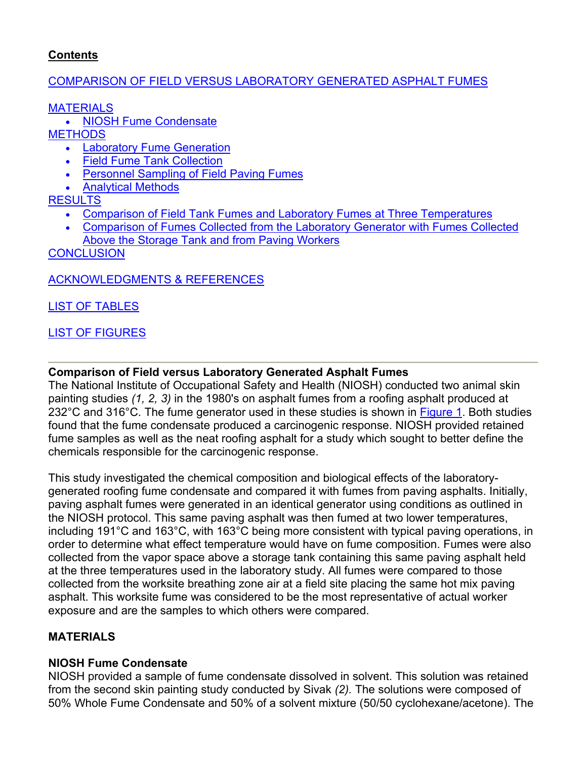**Contents**

COMPARISON OF FIELD VERSUS LABORATORY GENERATED ASPHALT FUMES

MATERIALS
- NIOSH Fume Condensate

METHODS
- Laboratory Fume Generation
- Field Fume Tank Collection
- Personnel Sampling of Field Paving Fumes
- Analytical Methods

RESULTS
- Comparison of Field Tank Fumes and Laboratory Fumes at Three Temperatures
- Comparison of Fumes Collected from the Laboratory Generator with Fumes Collected Above the Storage Tank and from Paving Workers

CONCLUSION

ACKNOWLEDGMENTS & REFERENCES

LIST OF TABLES

LIST OF FIGURES

---

## Comparison of Field versus Laboratory Generated Asphalt Fumes

The National Institute of Occupational Safety and Health (NIOSH) conducted two animal skin painting studies *(1, 2, 3)* in the 1980's on asphalt fumes from a roofing asphalt produced at 232°C and 316°C. The fume generator used in these studies is shown in Figure 1. Both studies found that the fume condensate produced a carcinogenic response. NIOSH provided retained fume samples as well as the neat roofing asphalt for a study which sought to better define the chemicals responsible for the carcinogenic response.

This study investigated the chemical composition and biological effects of the laboratory-generated roofing fume condensate and compared it with fumes from paving asphalts. Initially, paving asphalt fumes were generated in an identical generator using conditions as outlined in the NIOSH protocol. This same paving asphalt was then fumed at two lower temperatures, including 191°C and 163°C, with 163°C being more consistent with typical paving operations, in order to determine what effect temperature would have on fume composition. Fumes were also collected from the vapor space above a storage tank containing this same paving asphalt held at the three temperatures used in the laboratory study. All fumes were compared to those collected from the worksite breathing zone air at a field site placing the same hot mix paving asphalt. This worksite fume was considered to be the most representative of actual worker exposure and are the samples to which others were compared.

## MATERIALS

### NIOSH Fume Condensate

NIOSH provided a sample of fume condensate dissolved in solvent. This solution was retained from the second skin painting study conducted by Sivak *(2).* The solutions were composed of 50% Whole Fume Condensate and 50% of a solvent mixture (50/50 cyclohexane/acetone). The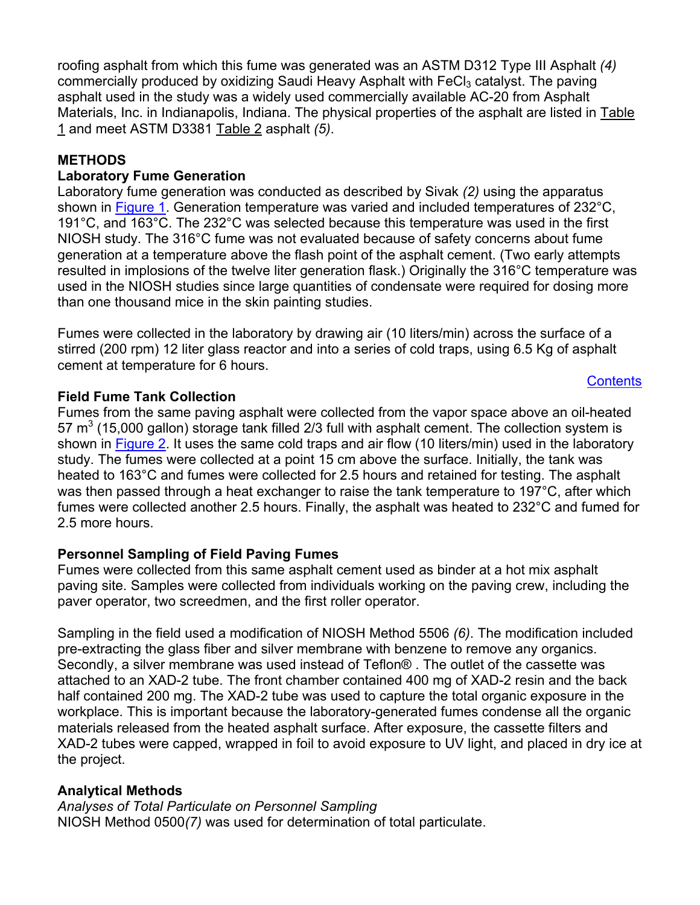roofing asphalt from which this fume was generated was an ASTM D312 Type III Asphalt *(4)* commercially produced by oxidizing Saudi Heavy Asphalt with $FeCl_3$ catalyst. The paving asphalt used in the study was a widely used commercially available AC-20 from Asphalt Materials, Inc. in Indianapolis, Indiana. The physical properties of the asphalt are listed in Table 1 and meet ASTM D3381 Table 2 asphalt *(5)*.

## METHODS

### Laboratory Fume Generation

Laboratory fume generation was conducted as described by Sivak *(2)* using the apparatus shown in Figure 1. Generation temperature was varied and included temperatures of 232°C, 191°C, and 163°C. The 232°C was selected because this temperature was used in the first NIOSH study. The 316°C fume was not evaluated because of safety concerns about fume generation at a temperature above the flash point of the asphalt cement. (Two early attempts resulted in implosions of the twelve liter generation flask.) Originally the 316°C temperature was used in the NIOSH studies since large quantities of condensate were required for dosing more than one thousand mice in the skin painting studies.

Fumes were collected in the laboratory by drawing air (10 liters/min) across the surface of a stirred (200 rpm) 12 liter glass reactor and into a series of cold traps, using 6.5 Kg of asphalt cement at temperature for 6 hours.

Contents

### Field Fume Tank Collection

Fumes from the same paving asphalt were collected from the vapor space above an oil-heated 57 $m^3$ (15,000 gallon) storage tank filled 2/3 full with asphalt cement. The collection system is shown in Figure 2. It uses the same cold traps and air flow (10 liters/min) used in the laboratory study. The fumes were collected at a point 15 cm above the surface. Initially, the tank was heated to 163°C and fumes were collected for 2.5 hours and retained for testing. The asphalt was then passed through a heat exchanger to raise the tank temperature to 197°C, after which fumes were collected another 2.5 hours. Finally, the asphalt was heated to 232°C and fumed for 2.5 more hours.

### Personnel Sampling of Field Paving Fumes

Fumes were collected from this same asphalt cement used as binder at a hot mix asphalt paving site. Samples were collected from individuals working on the paving crew, including the paver operator, two screedmen, and the first roller operator.

Sampling in the field used a modification of NIOSH Method 5506 *(6)*. The modification included pre-extracting the glass fiber and silver membrane with benzene to remove any organics. Secondly, a silver membrane was used instead of Teflon® . The outlet of the cassette was attached to an XAD-2 tube. The front chamber contained 400 mg of XAD-2 resin and the back half contained 200 mg. The XAD-2 tube was used to capture the total organic exposure in the workplace. This is important because the laboratory-generated fumes condense all the organic materials released from the heated asphalt surface. After exposure, the cassette filters and XAD-2 tubes were capped, wrapped in foil to avoid exposure to UV light, and placed in dry ice at the project.

### Analytical Methods

*Analyses of Total Particulate on Personnel Sampling*

NIOSH Method 0500*(7)* was used for determination of total particulate.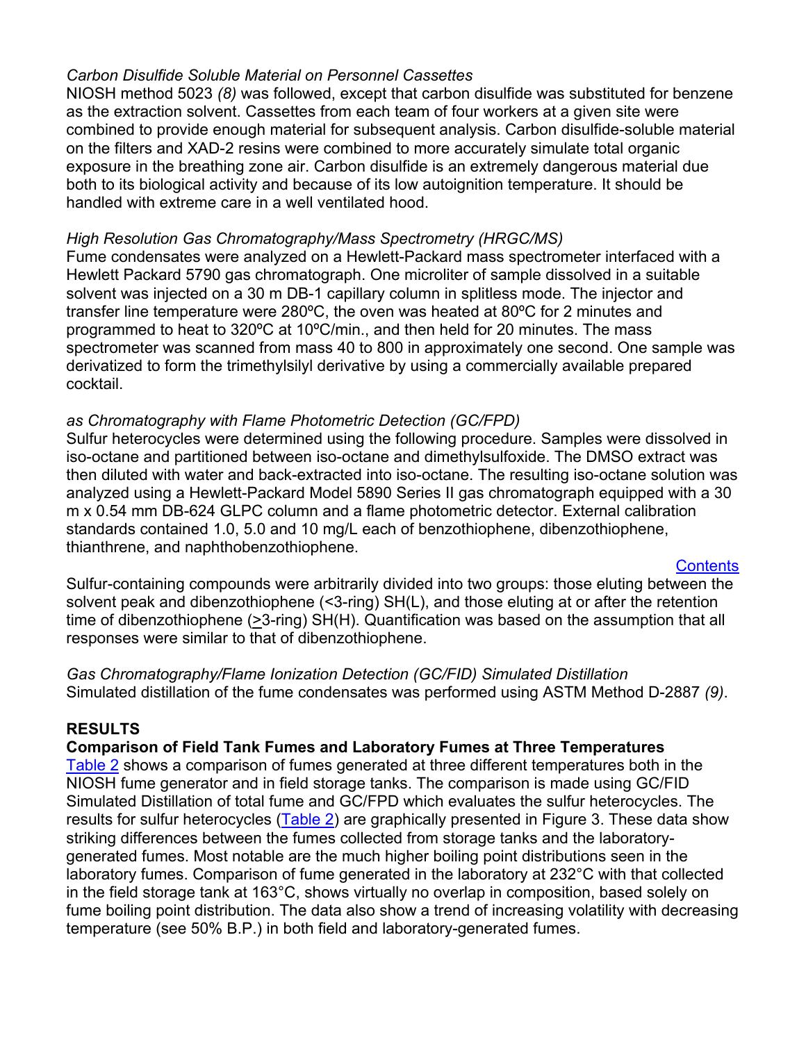*Carbon Disulfide Soluble Material on Personnel Cassettes*
NIOSH method 5023 *(8)* was followed, except that carbon disulfide was substituted for benzene as the extraction solvent. Cassettes from each team of four workers at a given site were combined to provide enough material for subsequent analysis. Carbon disulfide-soluble material on the filters and XAD-2 resins were combined to more accurately simulate total organic exposure in the breathing zone air. Carbon disulfide is an extremely dangerous material due both to its biological activity and because of its low autoignition temperature. It should be handled with extreme care in a well ventilated hood.

*High Resolution Gas Chromatography/Mass Spectrometry (HRGC/MS)*
Fume condensates were analyzed on a Hewlett-Packard mass spectrometer interfaced with a Hewlett Packard 5790 gas chromatograph. One microliter of sample dissolved in a suitable solvent was injected on a 30 m DB-1 capillary column in splitless mode. The injector and transfer line temperature were 280ºC, the oven was heated at 80ºC for 2 minutes and programmed to heat to 320ºC at 10ºC/min., and then held for 20 minutes. The mass spectrometer was scanned from mass 40 to 800 in approximately one second. One sample was derivatized to form the trimethylsilyl derivative by using a commercially available prepared cocktail.

*as Chromatography with Flame Photometric Detection (GC/FPD)*
Sulfur heterocycles were determined using the following procedure. Samples were dissolved in iso-octane and partitioned between iso-octane and dimethylsulfoxide. The DMSO extract was then diluted with water and back-extracted into iso-octane. The resulting iso-octane solution was analyzed using a Hewlett-Packard Model 5890 Series II gas chromatograph equipped with a 30 m x 0.54 mm DB-624 GLPC column and a flame photometric detector. External calibration standards contained 1.0, 5.0 and 10 mg/L each of benzothiophene, dibenzothiophene, thianthrene, and naphthobenzothiophene.

Contents

Sulfur-containing compounds were arbitrarily divided into two groups: those eluting between the solvent peak and dibenzothiophene (<3-ring) SH(L), and those eluting at or after the retention time of dibenzothiophene (≥3-ring) SH(H). Quantification was based on the assumption that all responses were similar to that of dibenzothiophene.

*Gas Chromatography/Flame Ionization Detection (GC/FID) Simulated Distillation*
Simulated distillation of the fume condensates was performed using ASTM Method D-2887 *(9)*.

## RESULTS

### Comparison of Field Tank Fumes and Laboratory Fumes at Three Temperatures

Table 2 shows a comparison of fumes generated at three different temperatures both in the NIOSH fume generator and in field storage tanks. The comparison is made using GC/FID Simulated Distillation of total fume and GC/FPD which evaluates the sulfur heterocycles. The results for sulfur heterocycles (Table 2) are graphically presented in Figure 3. These data show striking differences between the fumes collected from storage tanks and the laboratory-generated fumes. Most notable are the much higher boiling point distributions seen in the laboratory fumes. Comparison of fume generated in the laboratory at 232°C with that collected in the field storage tank at 163°C, shows virtually no overlap in composition, based solely on fume boiling point distribution. The data also show a trend of increasing volatility with decreasing temperature (see 50% B.P.) in both field and laboratory-generated fumes.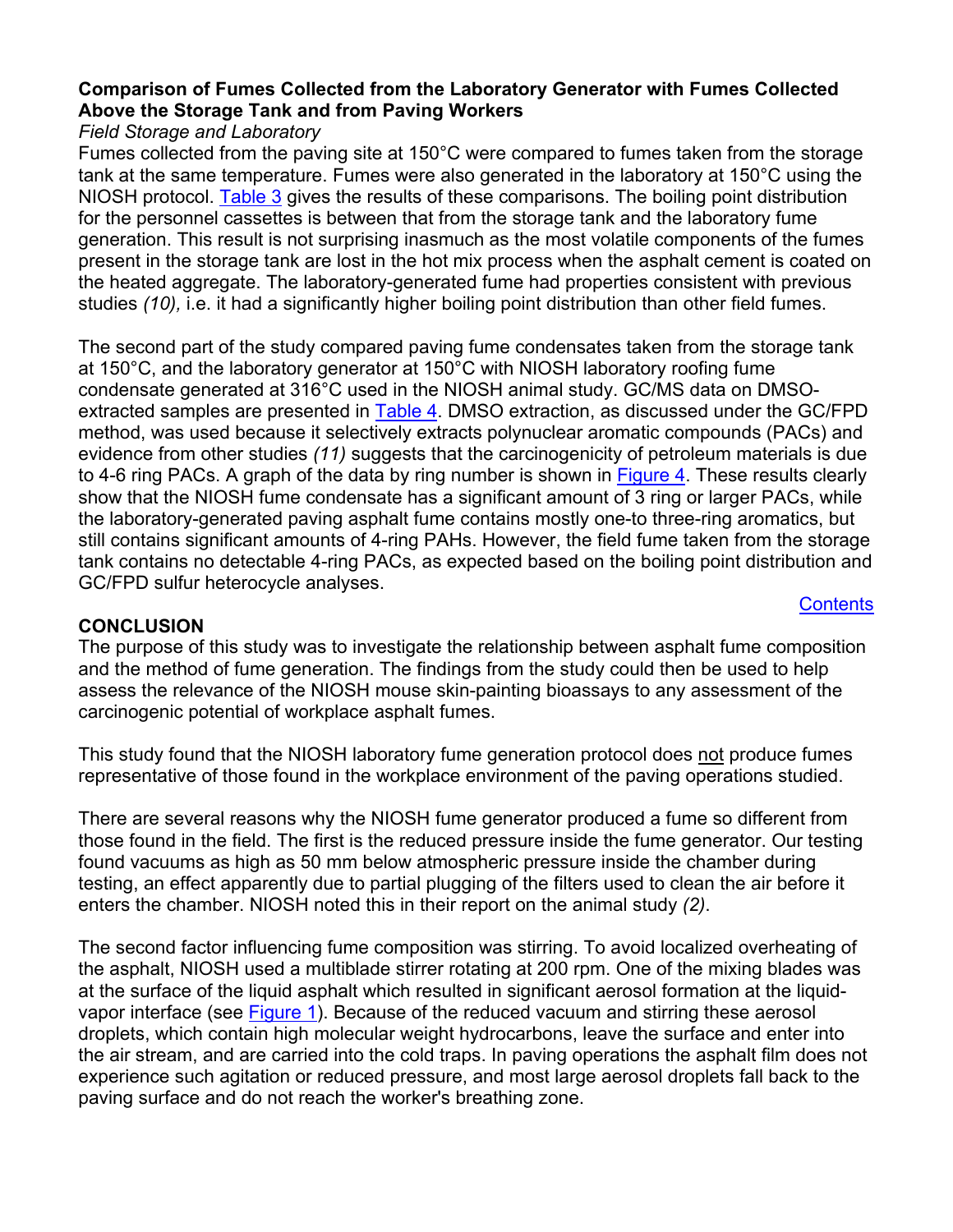### Comparison of Fumes Collected from the Laboratory Generator with Fumes Collected Above the Storage Tank and from Paving Workers

*Field Storage and Laboratory*

Fumes collected from the paving site at 150°C were compared to fumes taken from the storage tank at the same temperature. Fumes were also generated in the laboratory at 150°C using the NIOSH protocol. Table 3 gives the results of these comparisons. The boiling point distribution for the personnel cassettes is between that from the storage tank and the laboratory fume generation. This result is not surprising inasmuch as the most volatile components of the fumes present in the storage tank are lost in the hot mix process when the asphalt cement is coated on the heated aggregate. The laboratory-generated fume had properties consistent with previous studies *(10),* i.e. it had a significantly higher boiling point distribution than other field fumes.

The second part of the study compared paving fume condensates taken from the storage tank at 150°C, and the laboratory generator at 150°C with NIOSH laboratory roofing fume condensate generated at 316°C used in the NIOSH animal study. GC/MS data on DMSO-extracted samples are presented in Table 4. DMSO extraction, as discussed under the GC/FPD method, was used because it selectively extracts polynuclear aromatic compounds (PACs) and evidence from other studies *(11)* suggests that the carcinogenicity of petroleum materials is due to 4-6 ring PACs. A graph of the data by ring number is shown in Figure 4. These results clearly show that the NIOSH fume condensate has a significant amount of 3 ring or larger PACs, while the laboratory-generated paving asphalt fume contains mostly one-to three-ring aromatics, but still contains significant amounts of 4-ring PAHs. However, the field fume taken from the storage tank contains no detectable 4-ring PACs, as expected based on the boiling point distribution and GC/FPD sulfur heterocycle analyses.

Contents

## CONCLUSION

The purpose of this study was to investigate the relationship between asphalt fume composition and the method of fume generation. The findings from the study could then be used to help assess the relevance of the NIOSH mouse skin-painting bioassays to any assessment of the carcinogenic potential of workplace asphalt fumes.

This study found that the NIOSH laboratory fume generation protocol does <u>not</u> produce fumes representative of those found in the workplace environment of the paving operations studied.

There are several reasons why the NIOSH fume generator produced a fume so different from those found in the field. The first is the reduced pressure inside the fume generator. Our testing found vacuums as high as 50 mm below atmospheric pressure inside the chamber during testing, an effect apparently due to partial plugging of the filters used to clean the air before it enters the chamber. NIOSH noted this in their report on the animal study *(2)*.

The second factor influencing fume composition was stirring. To avoid localized overheating of the asphalt, NIOSH used a multiblade stirrer rotating at 200 rpm. One of the mixing blades was at the surface of the liquid asphalt which resulted in significant aerosol formation at the liquid-vapor interface (see Figure 1). Because of the reduced vacuum and stirring these aerosol droplets, which contain high molecular weight hydrocarbons, leave the surface and enter into the air stream, and are carried into the cold traps. In paving operations the asphalt film does not experience such agitation or reduced pressure, and most large aerosol droplets fall back to the paving surface and do not reach the worker's breathing zone.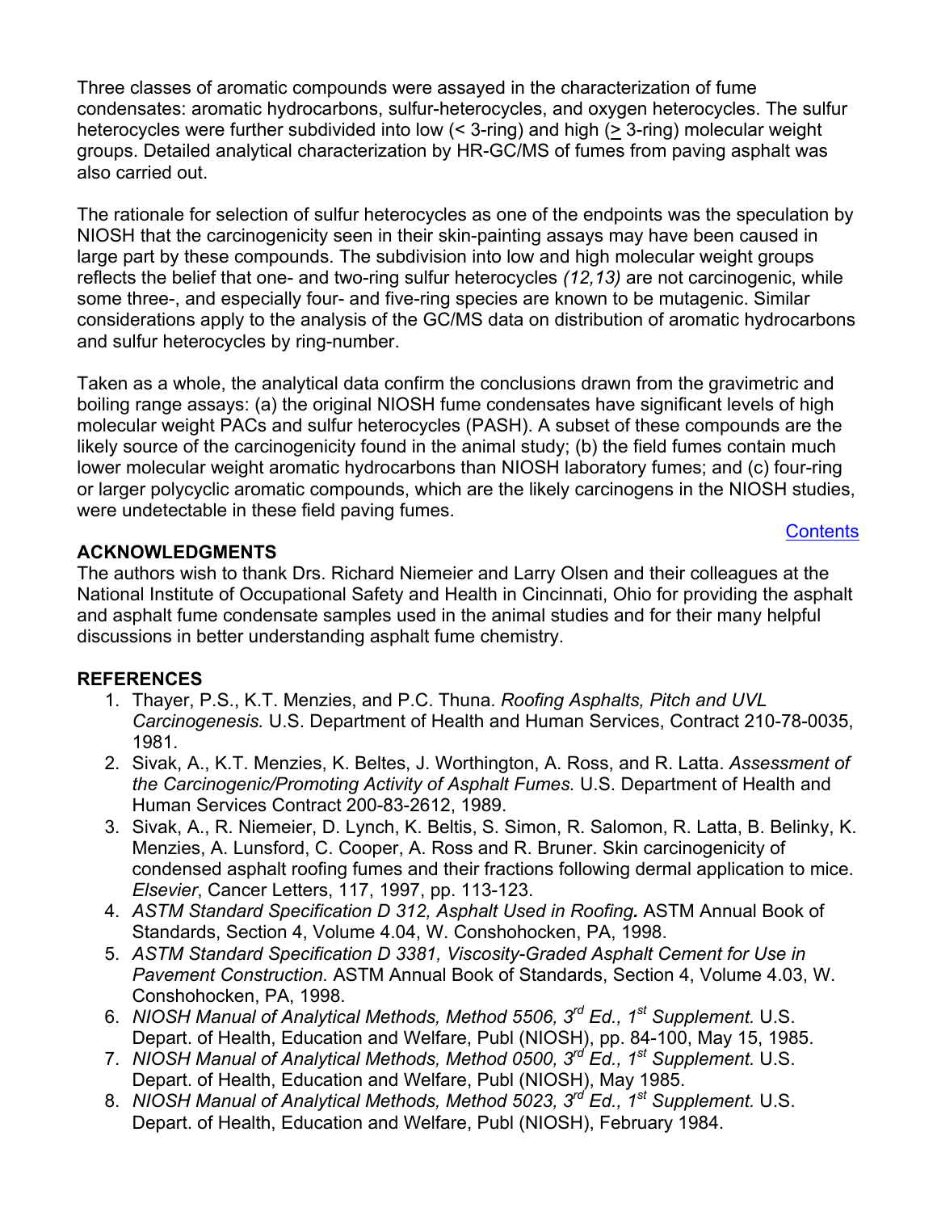Three classes of aromatic compounds were assayed in the characterization of fume condensates: aromatic hydrocarbons, sulfur-heterocycles, and oxygen heterocycles. The sulfur heterocycles were further subdivided into low (< 3-ring) and high (≥ 3-ring) molecular weight groups. Detailed analytical characterization by HR-GC/MS of fumes from paving asphalt was also carried out.

The rationale for selection of sulfur heterocycles as one of the endpoints was the speculation by NIOSH that the carcinogenicity seen in their skin-painting assays may have been caused in large part by these compounds. The subdivision into low and high molecular weight groups reflects the belief that one- and two-ring sulfur heterocycles *(12,13)* are not carcinogenic, while some three-, and especially four- and five-ring species are known to be mutagenic. Similar considerations apply to the analysis of the GC/MS data on distribution of aromatic hydrocarbons and sulfur heterocycles by ring-number.

Taken as a whole, the analytical data confirm the conclusions drawn from the gravimetric and boiling range assays: (a) the original NIOSH fume condensates have significant levels of high molecular weight PACs and sulfur heterocycles (PASH). A subset of these compounds are the likely source of the carcinogenicity found in the animal study; (b) the field fumes contain much lower molecular weight aromatic hydrocarbons than NIOSH laboratory fumes; and (c) four-ring or larger polycyclic aromatic compounds, which are the likely carcinogens in the NIOSH studies, were undetectable in these field paving fumes.

Contents

## ACKNOWLEDGMENTS

The authors wish to thank Drs. Richard Niemeier and Larry Olsen and their colleagues at the National Institute of Occupational Safety and Health in Cincinnati, Ohio for providing the asphalt and asphalt fume condensate samples used in the animal studies and for their many helpful discussions in better understanding asphalt fume chemistry.

## REFERENCES

1. Thayer, P.S., K.T. Menzies, and P.C. Thuna. *Roofing Asphalts, Pitch and UVL Carcinogenesis.* U.S. Department of Health and Human Services, Contract 210-78-0035, 1981.
2. Sivak, A., K.T. Menzies, K. Beltes, J. Worthington, A. Ross, and R. Latta. *Assessment of the Carcinogenic/Promoting Activity of Asphalt Fumes.* U.S. Department of Health and Human Services Contract 200-83-2612, 1989.
3. Sivak, A., R. Niemeier, D. Lynch, K. Beltis, S. Simon, R. Salomon, R. Latta, B. Belinky, K. Menzies, A. Lunsford, C. Cooper, A. Ross and R. Bruner. Skin carcinogenicity of condensed asphalt roofing fumes and their fractions following dermal application to mice. *Elsevier*, Cancer Letters, 117, 1997, pp. 113-123.
4. *ASTM Standard Specification D 312, Asphalt Used in Roofing.* ASTM Annual Book of Standards, Section 4, Volume 4.04, W. Conshohocken, PA, 1998.
5. *ASTM Standard Specification D 3381, Viscosity-Graded Asphalt Cement for Use in Pavement Construction.* ASTM Annual Book of Standards, Section 4, Volume 4.03, W. Conshohocken, PA, 1998.
6. *NIOSH Manual of Analytical Methods, Method 5506, 3rd Ed., 1st Supplement.* U.S. Depart. of Health, Education and Welfare, Publ (NIOSH), pp. 84-100, May 15, 1985.
7. *NIOSH Manual of Analytical Methods, Method 0500, 3rd Ed., 1st Supplement.* U.S. Depart. of Health, Education and Welfare, Publ (NIOSH), May 1985.
8. *NIOSH Manual of Analytical Methods, Method 5023, 3rd Ed., 1st Supplement.* U.S. Depart. of Health, Education and Welfare, Publ (NIOSH), February 1984.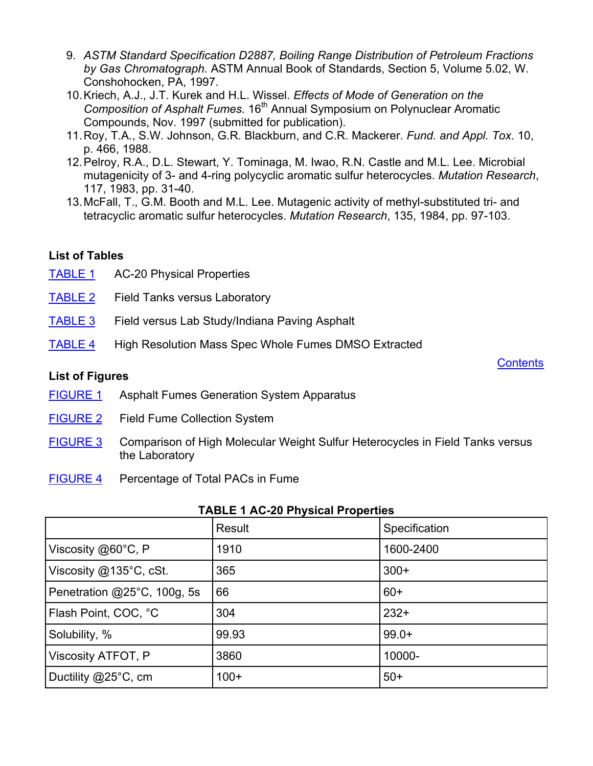9. *ASTM Standard Specification D2887, Boiling Range Distribution of Petroleum Fractions by Gas Chromatograph.* ASTM Annual Book of Standards, Section 5, Volume 5.02, W. Conshohocken, PA, 1997.
10. Kriech, A.J., J.T. Kurek and H.L. Wissel. *Effects of Mode of Generation on the Composition of Asphalt Fumes.* 16th Annual Symposium on Polynuclear Aromatic Compounds, Nov. 1997 (submitted for publication).
11. Roy, T.A., S.W. Johnson, G.R. Blackburn, and C.R. Mackerer. *Fund. and Appl. Tox.* 10, p. 466, 1988.
12. Pelroy, R.A., D.L. Stewart, Y. Tominaga, M. Iwao, R.N. Castle and M.L. Lee. Microbial mutagenicity of 3- and 4-ring polycyclic aromatic sulfur heterocycles. *Mutation Research*, 117, 1983, pp. 31-40.
13. McFall, T., G.M. Booth and M.L. Lee. Mutagenic activity of methyl-substituted tri- and tetracyclic aromatic sulfur heterocycles. *Mutation Research*, 135, 1984, pp. 97-103.

### List of Tables

TABLE 1 AC-20 Physical Properties

TABLE 2 Field Tanks versus Laboratory

TABLE 3 Field versus Lab Study/Indiana Paving Asphalt

TABLE 4 High Resolution Mass Spec Whole Fumes DMSO Extracted

Contents

### List of Figures

FIGURE 1 Asphalt Fumes Generation System Apparatus

FIGURE 2 Field Fume Collection System

FIGURE 3 Comparison of High Molecular Weight Sulfur Heterocycles in Field Tanks versus the Laboratory

FIGURE 4 Percentage of Total PACs in Fume

**TABLE 1 AC-20 Physical Properties**

| | Result | Specification |
|---|---|---|
| Viscosity @60°C, P | 1910 | 1600-2400 |
| Viscosity @135°C, cSt. | 365 | 300+ |
| Penetration @25°C, 100g, 5s | 66 | 60+ |
| Flash Point, COC, °C | 304 | 232+ |
| Solubility, % | 99.93 | 99.0+ |
| Viscosity ATFOT, P | 3860 | 10000- |
| Ductility @25°C, cm | 100+ | 50+ |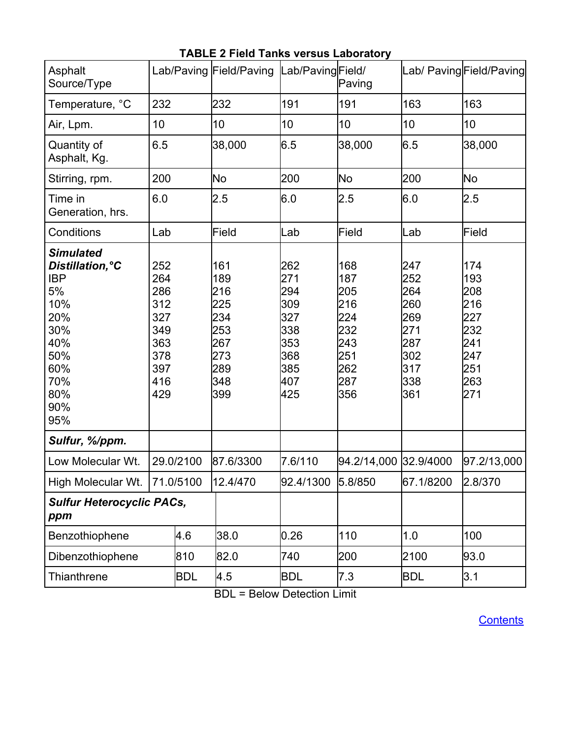**TABLE 2 Field Tanks versus Laboratory**

| Asphalt Source/Type | Lab/Paving | Field/Paving | Lab/Paving | Field/ Paving | Lab/ Paving | Field/Paving |
|---|---|---|---|---|---|---|
| Temperature, °C | 232 | 232 | 191 | 191 | 163 | 163 |
| Air, Lpm. | 10 | 10 | 10 | 10 | 10 | 10 |
| Quantity of Asphalt, Kg. | 6.5 | 38,000 | 6.5 | 38,000 | 6.5 | 38,000 |
| Stirring, rpm. | 200 | No | 200 | No | 200 | No |
| Time in Generation, hrs. | 6.0 | 2.5 | 6.0 | 2.5 | 6.0 | 2.5 |
| Conditions | Lab | Field | Lab | Field | Lab | Field |
| ***Simulated Distillation,°C*** | | | | | | |
| IBP | 252 | 161 | 262 | 168 | 247 | 174 |
| 5% | 264 | 189 | 271 | 187 | 252 | 193 |
| 10% | 286 | 216 | 294 | 205 | 264 | 208 |
| 20% | 312 | 225 | 309 | 216 | 260 | 216 |
| 30% | 327 | 234 | 327 | 224 | 269 | 227 |
| 40% | 349 | 253 | 338 | 232 | 271 | 232 |
| 50% | 363 | 267 | 353 | 243 | 287 | 241 |
| 60% | 378 | 273 | 368 | 251 | 302 | 247 |
| 70% | 397 | 289 | 385 | 262 | 317 | 251 |
| 80% | 416 | 348 | 407 | 287 | 338 | 263 |
| 90% | 429 | 399 | 425 | 356 | 361 | 271 |
| 95% | | | | | | |
| ***Sulfur, %/ppm.*** | | | | | | |
| Low Molecular Wt. | 29.0/2100 | 87.6/3300 | 7.6/110 | 94.2/14,000 | 32.9/4000 | 97.2/13,000 |
| High Molecular Wt. | 71.0/5100 | 12.4/470 | 92.4/1300 | 5.8/850 | 67.1/8200 | 2.8/370 |
| ***Sulfur Heterocyclic PACs, ppm*** | | | | | | |
| Benzothiophene | 4.6 | 38.0 | 0.26 | 110 | 1.0 | 100 |
| Dibenzothiophene | 810 | 82.0 | 740 | 200 | 2100 | 93.0 |
| Thianthrene | BDL | 4.5 | BDL | 7.3 | BDL | 3.1 |

BDL = Below Detection Limit

Contents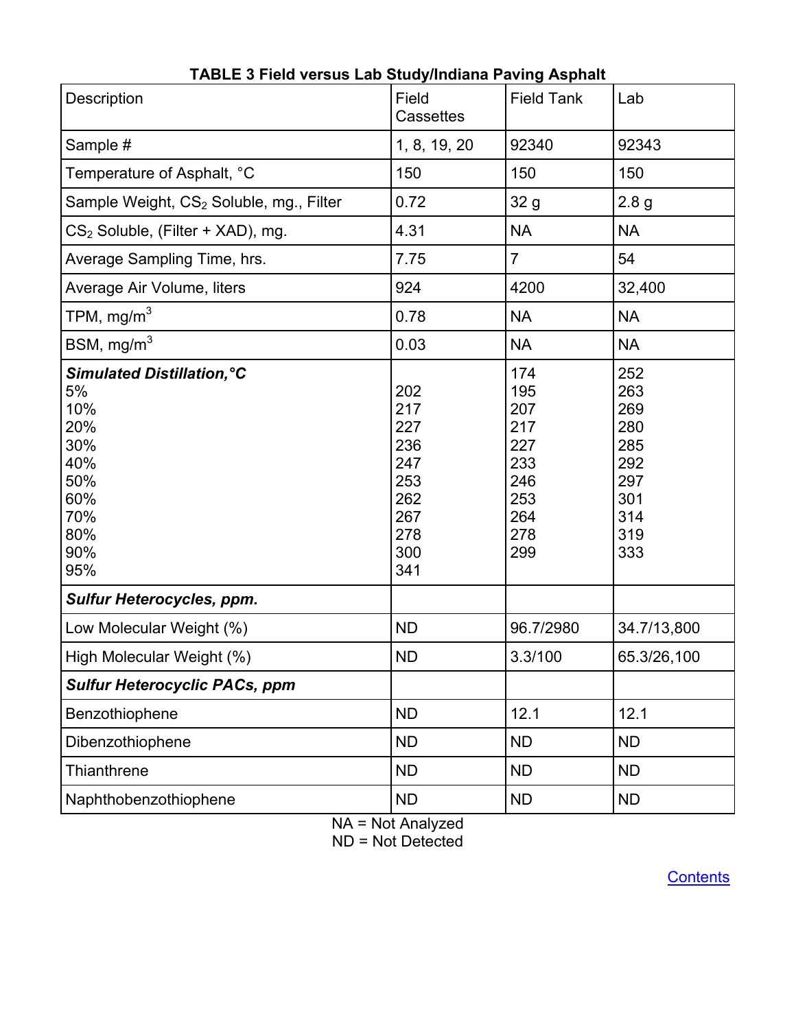**TABLE 3 Field versus Lab Study/Indiana Paving Asphalt**

| Description | Field Cassettes | Field Tank | Lab |
|---|---|---|---|
| Sample # | 1, 8, 19, 20 | 92340 | 92343 |
| Temperature of Asphalt, °C | 150 | 150 | 150 |
| Sample Weight, $CS_2$ Soluble, mg., Filter | 0.72 | 32 g | 2.8 g |
| $CS_2$ Soluble, (Filter + XAD), mg. | 4.31 | NA | NA |
| Average Sampling Time, hrs. | 7.75 | 7 | 54 |
| Average Air Volume, liters | 924 | 4200 | 32,400 |
| TPM, mg/m$^3$ | 0.78 | NA | NA |
| BSM, mg/m$^3$ | 0.03 | NA | NA |
| ***Simulated Distillation, °C*** | | 174 | 252 |
| 5% | 202 | 195 | 263 |
| 10% | 217 | 207 | 269 |
| 20% | 227 | 217 | 280 |
| 30% | 236 | 227 | 285 |
| 40% | 247 | 233 | 292 |
| 50% | 253 | 246 | 297 |
| 60% | 262 | 253 | 301 |
| 70% | 267 | 264 | 314 |
| 80% | 278 | 278 | 319 |
| 90% | 300 | 299 | 333 |
| 95% | 341 | | |
| ***Sulfur Heterocycles, ppm.*** | | | |
| Low Molecular Weight (%) | ND | 96.7/2980 | 34.7/13,800 |
| High Molecular Weight (%) | ND | 3.3/100 | 65.3/26,100 |
| ***Sulfur Heterocyclic PACs, ppm*** | | | |
| Benzothiophene | ND | 12.1 | 12.1 |
| Dibenzothiophene | ND | ND | ND |
| Thianthrene | ND | ND | ND |
| Naphthobenzothiophene | ND | ND | ND |

NA = Not Analyzed
ND = Not Detected

Contents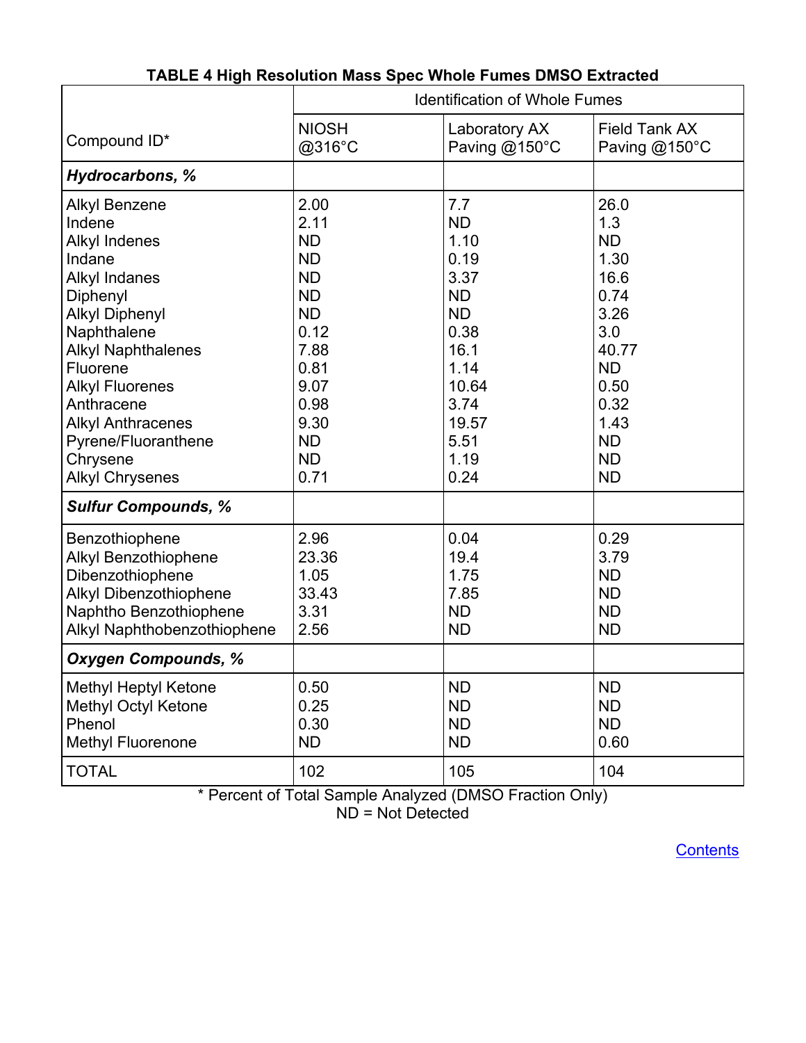**TABLE 4 High Resolution Mass Spec Whole Fumes DMSO Extracted**

| Compound ID* | Identification of Whole Fumes | | |
|---|---|---|---|
| | NIOSH @316°C | Laboratory AX Paving @150°C | Field Tank AX Paving @150°C |
| ***Hydrocarbons, %*** | | | |
| Alkyl Benzene | 2.00 | 7.7 | 26.0 |
| Indene | 2.11 | ND | 1.3 |
| Alkyl Indenes | ND | 1.10 | ND |
| Indane | ND | 0.19 | 1.30 |
| Alkyl Indanes | ND | 3.37 | 16.6 |
| Diphenyl | ND | ND | 0.74 |
| Alkyl Diphenyl | ND | ND | 3.26 |
| Naphthalene | 0.12 | 0.38 | 3.0 |
| Alkyl Naphthalenes | 7.88 | 16.1 | 40.77 |
| Fluorene | 0.81 | 1.14 | ND |
| Alkyl Fluorenes | 9.07 | 10.64 | 0.50 |
| Anthracene | 0.98 | 3.74 | 0.32 |
| Alkyl Anthracenes | 9.30 | 19.57 | 1.43 |
| Pyrene/Fluoranthene | ND | 5.51 | ND |
| Chrysene | ND | 1.19 | ND |
| Alkyl Chrysenes | 0.71 | 0.24 | ND |
| ***Sulfur Compounds, %*** | | | |
| Benzothiophene | 2.96 | 0.04 | 0.29 |
| Alkyl Benzothiophene | 23.36 | 19.4 | 3.79 |
| Dibenzothiophene | 1.05 | 1.75 | ND |
| Alkyl Dibenzothiophene | 33.43 | 7.85 | ND |
| Naphtho Benzothiophene | 3.31 | ND | ND |
| Alkyl Naphthobenzothiophene | 2.56 | ND | ND |
| ***Oxygen Compounds, %*** | | | |
| Methyl Heptyl Ketone | 0.50 | ND | ND |
| Methyl Octyl Ketone | 0.25 | ND | ND |
| Phenol | 0.30 | ND | ND |
| Methyl Fluorenone | ND | ND | 0.60 |
| TOTAL | 102 | 105 | 104 |

* Percent of Total Sample Analyzed (DMSO Fraction Only)
ND = Not Detected

Contents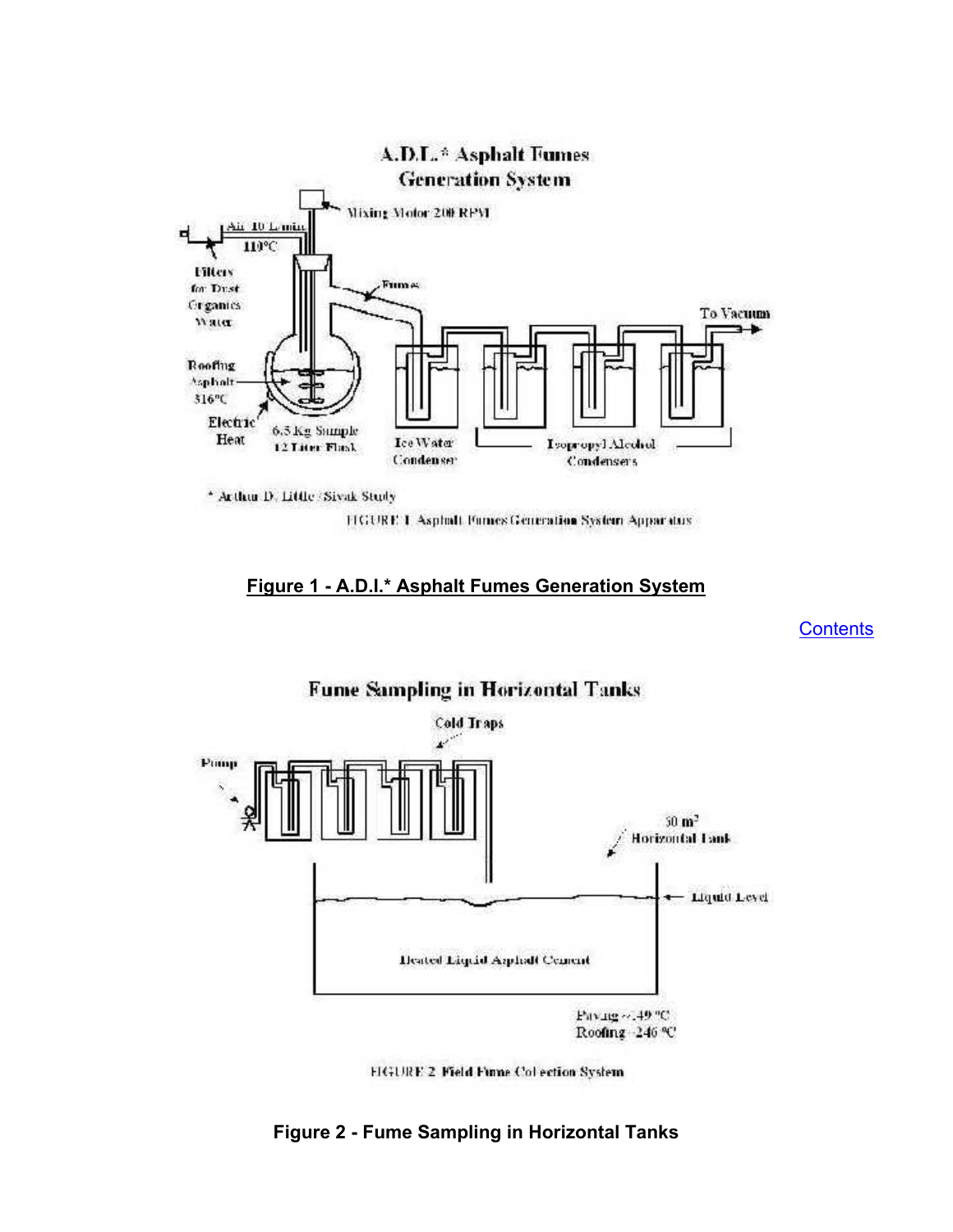**Figure 1 - A.D.I.* Asphalt Fumes Generation System**

Contents

**Figure 2 - Fume Sampling in Horizontal Tanks**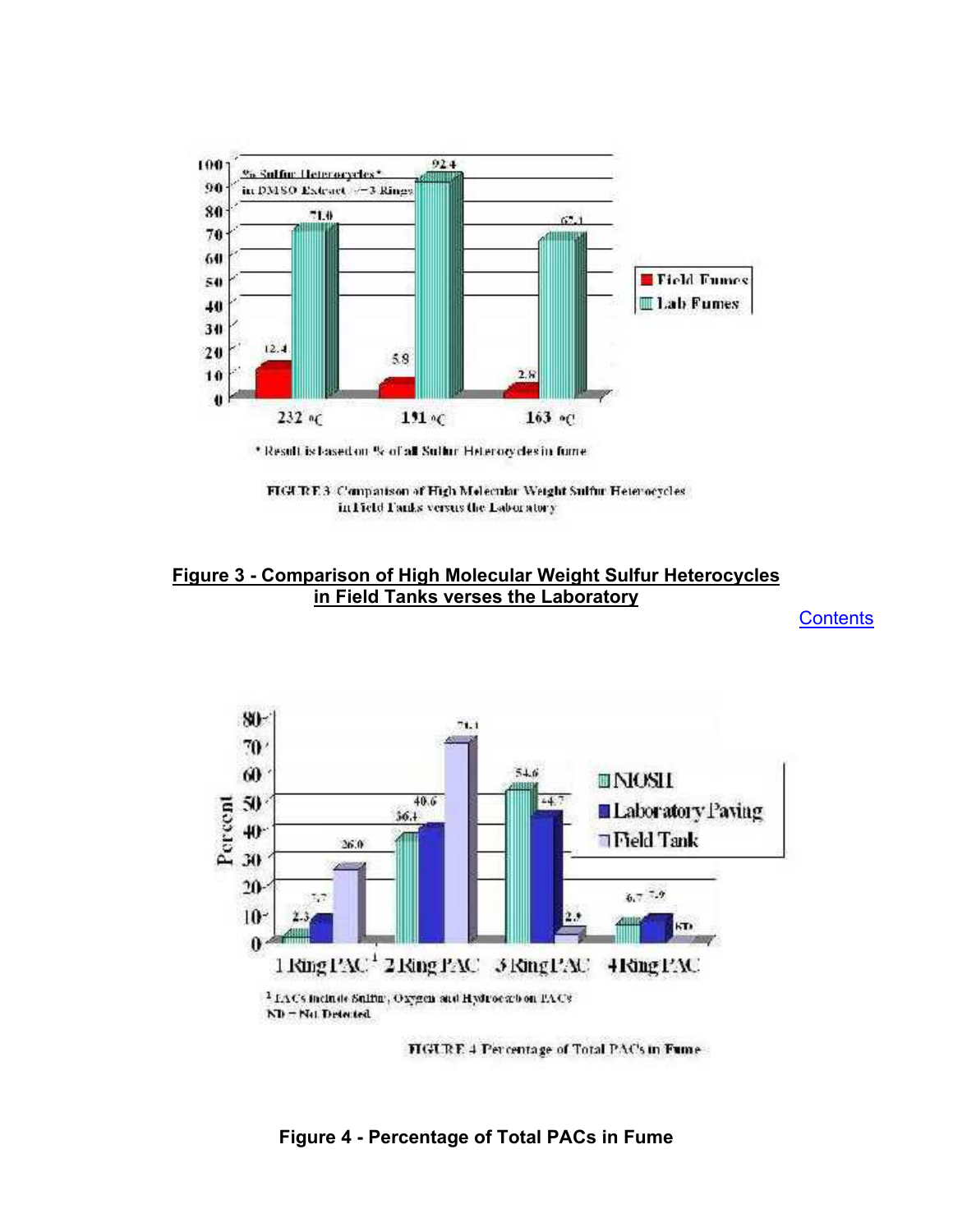100
90
80
70
60
50
40
30
20
10
0

% Sulfur Heterocycles*
in DMSO Extract >=3 Rings

12.4
71.0
5.8
92.4
2.8
67.1

232 °C
191 °C
163 °C

Field Fumes
Lab Fumes

* Result is based on % of all Sulfur Heterocycles in fume

FIGURE 3 Comparison of High Molecular Weight Sulfur Heterocycles in Field Tanks versus the Laboratory

**Figure 3 - Comparison of High Molecular Weight Sulfur Heterocycles in Field Tanks verses the Laboratory**

Contents

80
70
60
50
40
30
20
10
0

Percent

2.3
7.7
26.0
36.4
40.6
71.1
54.6
44.7
2.9
6.7
7.9
ND

1 Ring PAC[1]
2 Ring PAC
3 Ring PAC
4 Ring PAC

NIOSH
Laboratory Paving
Field Tank

[1] PACs include Sulfur, Oxygen and Hydrocarbon PACs
ND = Not Detected

FIGURE 4 Percentage of Total PAC's in Fume

**Figure 4 - Percentage of Total PACs in Fume**